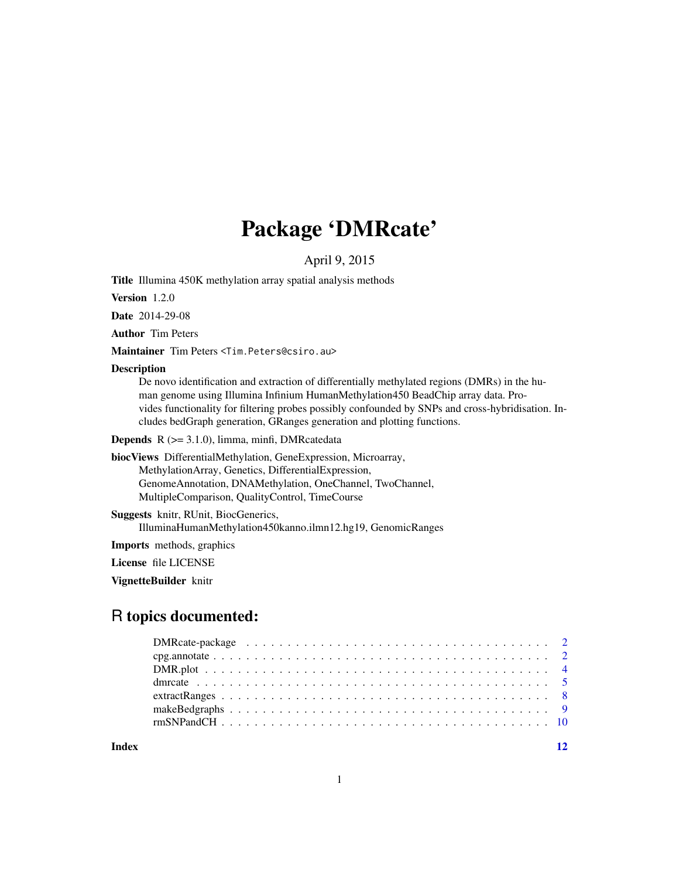# Package 'DMRcate'

April 9, 2015

**Title** Illumina 450K methylation array spatial analysis methods

**Version** 1.2.0

**Date** 2014-29-08

**Author** Tim Peters

**Maintainer** Tim Peters <Tim.Peters@csiro.au>

**Description**
De novo identification and extraction of differentially methylated regions (DMRs) in the human genome using Illumina Infinium HumanMethylation450 BeadChip array data. Provides functionality for filtering probes possibly confounded by SNPs and cross-hybridisation. Includes bedGraph generation, GRanges generation and plotting functions.

**Depends** R (>= 3.1.0), limma, minfi, DMRcatedata

**biocViews** DifferentialMethylation, GeneExpression, Microarray, MethylationArray, Genetics, DifferentialExpression, GenomeAnnotation, DNAMethylation, OneChannel, TwoChannel, MultipleComparison, QualityControl, TimeCourse

**Suggests** knitr, RUnit, BiocGenerics, IlluminaHumanMethylation450kanno.ilmn12.hg19, GenomicRanges

**Imports** methods, graphics

**License** file LICENSE

**VignetteBuilder** knitr

## R topics documented:

| | |
|---|---|
| DMRcate-package | 2 |
| cpg.annotate | 2 |
| DMR.plot | 4 |
| dmrcate | 5 |
| extractRanges | 8 |
| makeBedgraphs | 9 |
| rmSNPandCH | 10 |
| **Index** | **12** |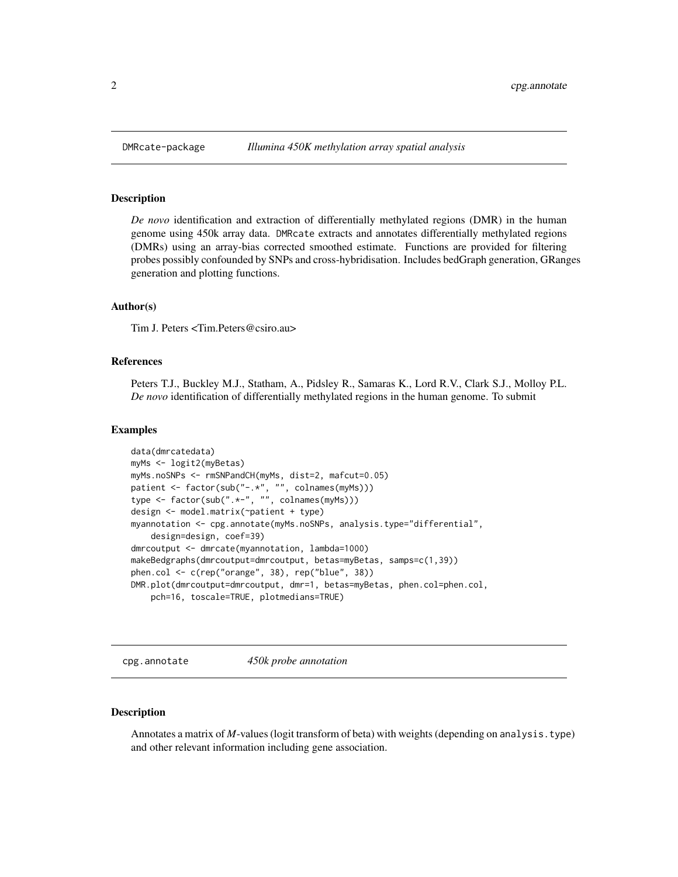## DMRcate-package *Illumina 450K methylation array spatial analysis*

### Description

*De novo* identification and extraction of differentially methylated regions (DMR) in the human genome using 450k array data. DMRcate extracts and annotates differentially methylated regions (DMRs) using an array-bias corrected smoothed estimate. Functions are provided for filtering probes possibly confounded by SNPs and cross-hybridisation. Includes bedGraph generation, GRanges generation and plotting functions.

### Author(s)

Tim J. Peters <Tim.Peters@csiro.au>

### References

Peters T.J., Buckley M.J., Statham, A., Pidsley R., Samaras K., Lord R.V., Clark S.J., Molloy P.L. *De novo* identification of differentially methylated regions in the human genome. To submit

### Examples

```
data(dmrcatedata)
myMs <- logit2(myBetas)
myMs.noSNPs <- rmSNPandCH(myMs, dist=2, mafcut=0.05)
patient <- factor(sub("-.*", "", colnames(myMs)))
type <- factor(sub(".*-", "", colnames(myMs)))
design <- model.matrix(~patient + type)
myannotation <- cpg.annotate(myMs.noSNPs, analysis.type="differential",
    design=design, coef=39)
dmrcoutput <- dmrcate(myannotation, lambda=1000)
makeBedgraphs(dmrcoutput=dmrcoutput, betas=myBetas, samps=c(1,39))
phen.col <- c(rep("orange", 38), rep("blue", 38))
DMR.plot(dmrcoutput=dmrcoutput, dmr=1, betas=myBetas, phen.col=phen.col,
    pch=16, toscale=TRUE, plotmedians=TRUE)
```

## cpg.annotate *450k probe annotation*

### Description

Annotates a matrix of *M*-values (logit transform of beta) with weights (depending on analysis.type) and other relevant information including gene association.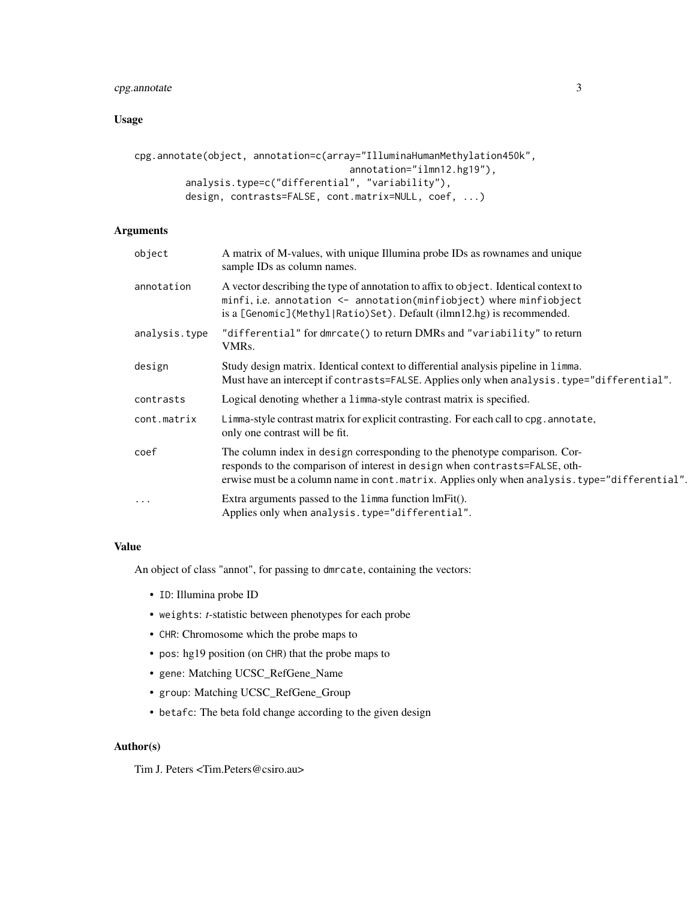## Usage

```
cpg.annotate(object, annotation=c(array="IlluminaHumanMethylation450k",
                                  annotation="ilmn12.hg19"),
        analysis.type=c("differential", "variability"),
        design, contrasts=FALSE, cont.matrix=NULL, coef, ...)
```

## Arguments

| | |
|---|---|
| `object` | A matrix of M-values, with unique Illumina probe IDs as rownames and unique sample IDs as column names. |
| `annotation` | A vector describing the type of annotation to affix to `object`. Identical context to `minfi`, i.e. `annotation <- annotation(minfiobject)` where `minfiobject` is a `[Genomic](Methyl|Ratio)Set`. Default (ilmn12.hg) is recommended. |
| `analysis.type` | `"differential"` for `dmrcate()` to return DMRs and `"variability"` to return VMRs. |
| `design` | Study design matrix. Identical context to differential analysis pipeline in `limma`. Must have an intercept if `contrasts=FALSE`. Applies only when `analysis.type="differential"`. |
| `contrasts` | Logical denoting whether a `limma`-style contrast matrix is specified. |
| `cont.matrix` | Limma-style contrast matrix for explicit contrasting. For each call to `cpg.annotate`, only one contrast will be fit. |
| `coef` | The column index in `design` corresponding to the phenotype comparison. Corresponds to the comparison of interest in `design` when `contrasts=FALSE`, otherwise must be a column name in `cont.matrix`. Applies only when `analysis.type="differential"`. |
| `...` | Extra arguments passed to the `limma` function lmFit(). Applies only when `analysis.type="differential"`. |

## Value

An object of class "annot", for passing to `dmrcate`, containing the vectors:

- `ID`: Illumina probe ID
- `weights`: *t*-statistic between phenotypes for each probe
- `CHR`: Chromosome which the probe maps to
- `pos`: hg19 position (on `CHR`) that the probe maps to
- `gene`: Matching UCSC_RefGene_Name
- `group`: Matching UCSC_RefGene_Group
- `betafc`: The beta fold change according to the given design

## Author(s)

Tim J. Peters <Tim.Peters@csiro.au>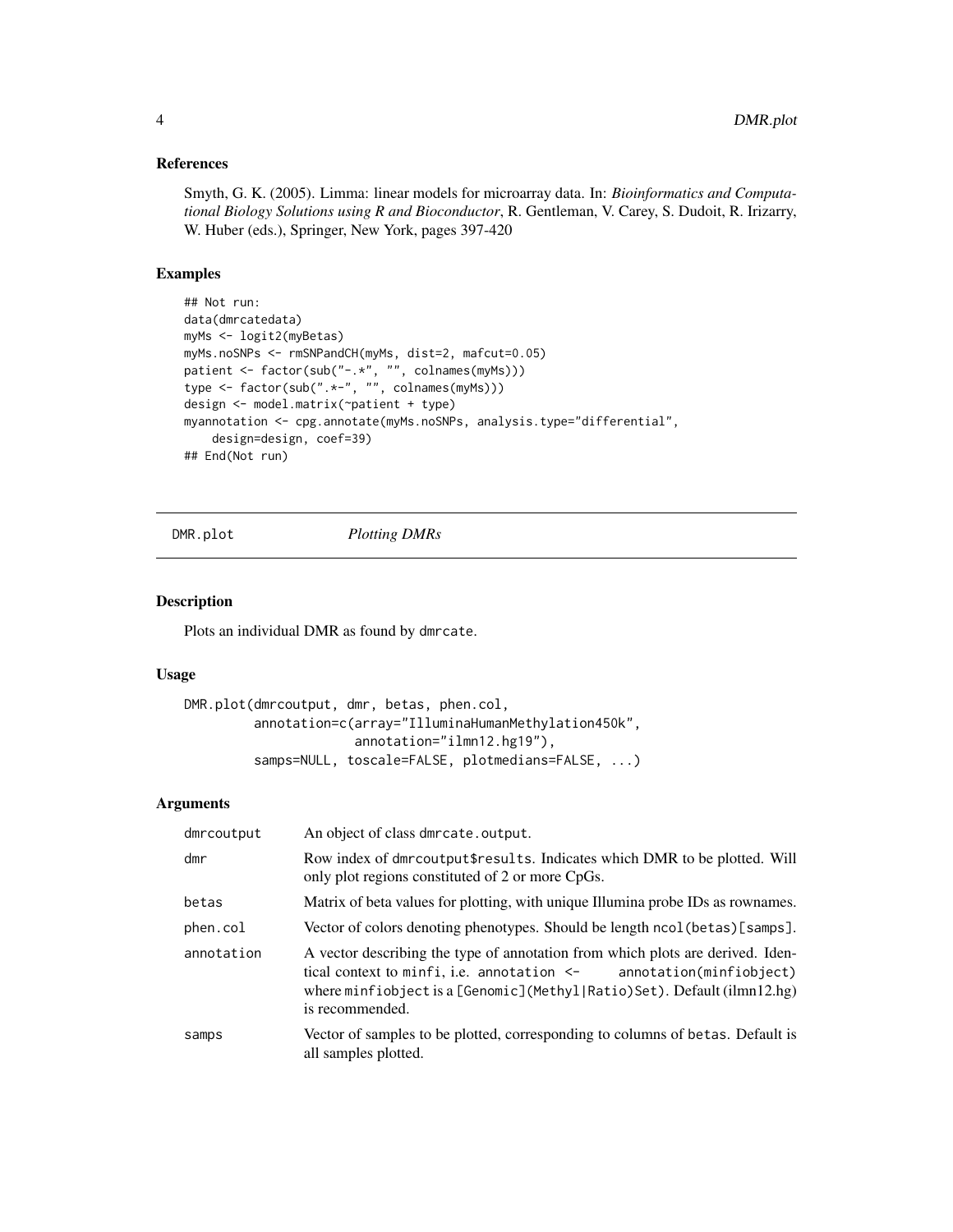### References

Smyth, G. K. (2005). Limma: linear models for microarray data. In: *Bioinformatics and Computational Biology Solutions using R and Bioconductor*, R. Gentleman, V. Carey, S. Dudoit, R. Irizarry, W. Huber (eds.), Springer, New York, pages 397-420

### Examples

```
## Not run:
data(dmrcatedata)
myMs <- logit2(myBetas)
myMs.noSNPs <- rmSNPandCH(myMs, dist=2, mafcut=0.05)
patient <- factor(sub("-.*", "", colnames(myMs)))
type <- factor(sub(".*-", "", colnames(myMs)))
design <- model.matrix(~patient + type)
myannotation <- cpg.annotate(myMs.noSNPs, analysis.type="differential",
    design=design, coef=39)
## End(Not run)
```

---

## DMR.plot *Plotting DMRs*

### Description

Plots an individual DMR as found by dmrcate.

### Usage

```
DMR.plot(dmrcoutput, dmr, betas, phen.col,
         annotation=c(array="IlluminaHumanMethylation450k",
                      annotation="ilmn12.hg19"),
         samps=NULL, toscale=FALSE, plotmedians=FALSE, ...)
```

### Arguments

| | |
|---|---|
| dmrcoutput | An object of class dmrcate.output. |
| dmr | Row index of dmrcoutput$results. Indicates which DMR to be plotted. Will only plot regions constituted of 2 or more CpGs. |
| betas | Matrix of beta values for plotting, with unique Illumina probe IDs as rownames. |
| phen.col | Vector of colors denoting phenotypes. Should be length ncol(betas)[samps]. |
| annotation | A vector describing the type of annotation from which plots are derived. Identical context to minfi, i.e. annotation <- annotation(minfiobject) where minfiobject is a [Genomic](Methyl\|Ratio)Set). Default (ilmn12.hg) is recommended. |
| samps | Vector of samples to be plotted, corresponding to columns of betas. Default is all samples plotted. |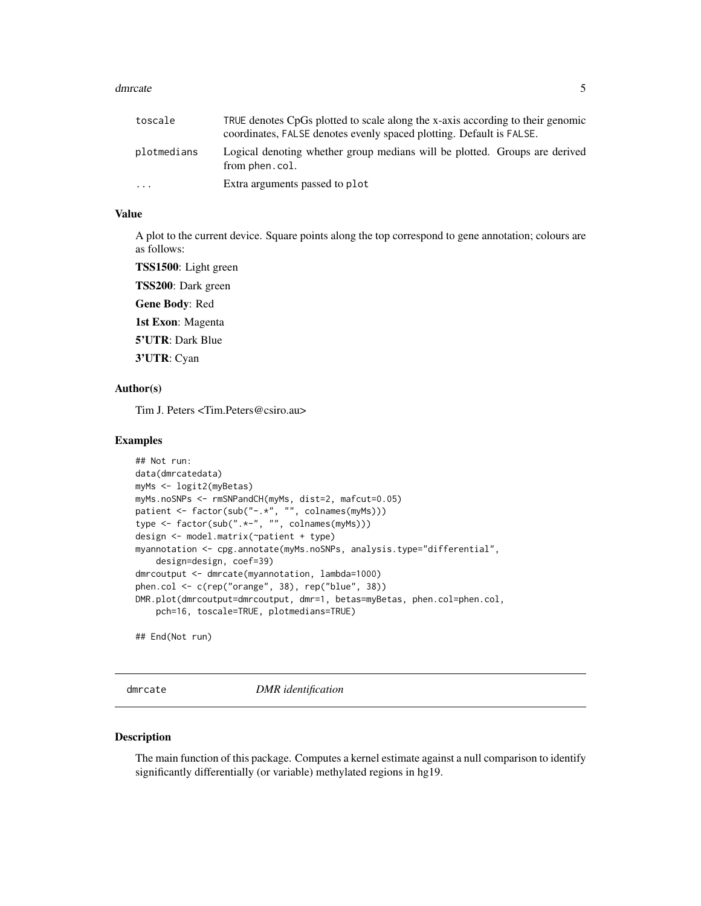| | |
|---|---|
| toscale | TRUE denotes CpGs plotted to scale along the x-axis according to their genomic coordinates, FALSE denotes evenly spaced plotting. Default is FALSE. |
| plotmedians | Logical denoting whether group medians will be plotted. Groups are derived from phen.col. |
| ... | Extra arguments passed to plot |

### Value

A plot to the current device. Square points along the top correspond to gene annotation; colours are as follows:

**TSS1500**: Light green

**TSS200**: Dark green

**Gene Body**: Red

**1st Exon**: Magenta

**5'UTR**: Dark Blue

**3'UTR**: Cyan

### Author(s)

Tim J. Peters <Tim.Peters@csiro.au>

### Examples

```
## Not run:
data(dmrcatedata)
myMs <- logit2(myBetas)
myMs.noSNPs <- rmSNPandCH(myMs, dist=2, mafcut=0.05)
patient <- factor(sub("-.*", "", colnames(myMs)))
type <- factor(sub(".*-", "", colnames(myMs)))
design <- model.matrix(~patient + type)
myannotation <- cpg.annotate(myMs.noSNPs, analysis.type="differential",
    design=design, coef=39)
dmrcoutput <- dmrcate(myannotation, lambda=1000)
phen.col <- c(rep("orange", 38), rep("blue", 38))
DMR.plot(dmrcoutput=dmrcoutput, dmr=1, betas=myBetas, phen.col=phen.col,
    pch=16, toscale=TRUE, plotmedians=TRUE)

## End(Not run)
```

---

## dmrcate *DMR identification*

### Description

The main function of this package. Computes a kernel estimate against a null comparison to identify significantly differentially (or variable) methylated regions in hg19.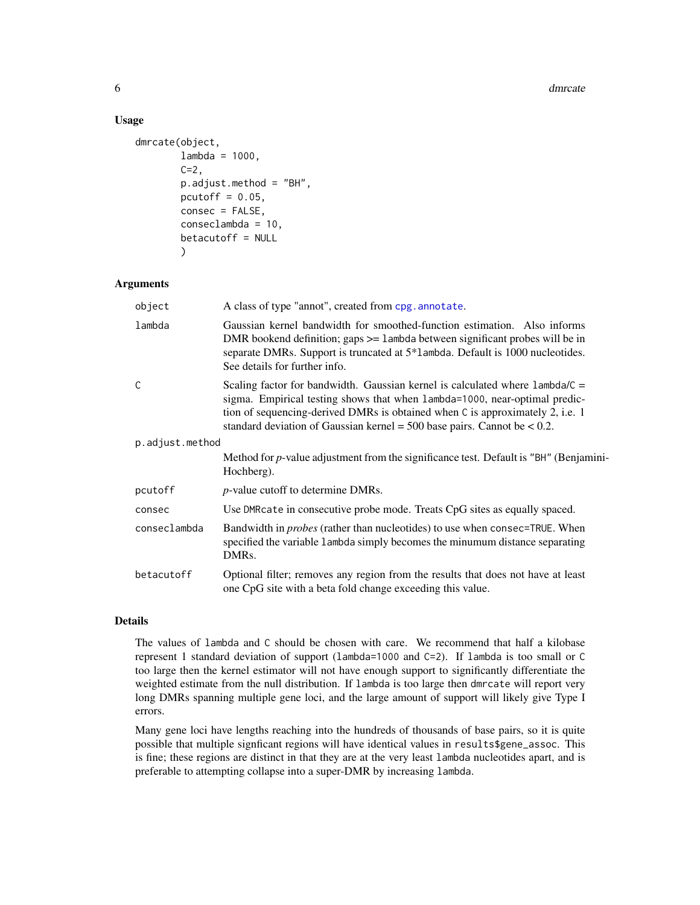## Usage

```
dmrcate(object,
        lambda = 1000,
        C=2,
        p.adjust.method = "BH",
        pcutoff = 0.05,
        consec = FALSE,
        conseclambda = 10,
        betacutoff = NULL
        )
```

## Arguments

| Argument | Description |
|---|---|
| `object` | A class of type "annot", created from `cpg.annotate`. |
| `lambda` | Gaussian kernel bandwidth for smoothed-function estimation. Also informs DMR bookend definition; gaps >= `lambda` between significant probes will be in separate DMRs. Support is truncated at 5*`lambda`. Default is 1000 nucleotides. See details for further info. |
| `C` | Scaling factor for bandwidth. Gaussian kernel is calculated where `lambda`/`C` = sigma. Empirical testing shows that when `lambda=1000`, near-optimal prediction of sequencing-derived DMRs is obtained when `C` is approximately 2, i.e. 1 standard deviation of Gaussian kernel = 500 base pairs. Cannot be < 0.2. |
| `p.adjust.method` | Method for *p*-value adjustment from the significance test. Default is "BH" (Benjamini-Hochberg). |
| `pcutoff` | *p*-value cutoff to determine DMRs. |
| `consec` | Use `DMRcate` in consecutive probe mode. Treats CpG sites as equally spaced. |
| `conseclambda` | Bandwidth in *probes* (rather than nucleotides) to use when `consec=TRUE`. When specified the variable `lambda` simply becomes the minumum distance separating DMRs. |
| `betacutoff` | Optional filter; removes any region from the results that does not have at least one CpG site with a beta fold change exceeding this value. |

## Details

The values of `lambda` and `C` should be chosen with care. We recommend that half a kilobase represent 1 standard deviation of support (`lambda=1000` and `C=2`). If `lambda` is too small or `C` too large then the kernel estimator will not have enough support to significantly differentiate the weighted estimate from the null distribution. If `lambda` is too large then `dmrcate` will report very long DMRs spanning multiple gene loci, and the large amount of support will likely give Type I errors.

Many gene loci have lengths reaching into the hundreds of thousands of base pairs, so it is quite possible that multiple signficant regions will have identical values in `results$gene_assoc`. This is fine; these regions are distinct in that they are at the very least `lambda` nucleotides apart, and is preferable to attempting collapse into a super-DMR by increasing `lambda`.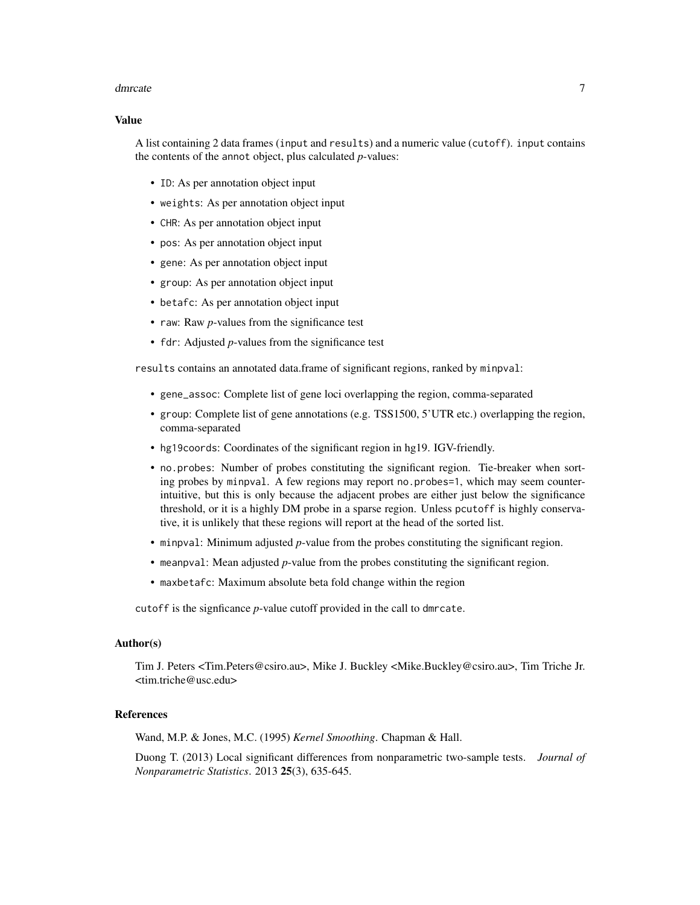## Value

A list containing 2 data frames (`input` and `results`) and a numeric value (`cutoff`). `input` contains the contents of the `annot` object, plus calculated *p*-values:

- `ID`: As per annotation object input
- `weights`: As per annotation object input
- `CHR`: As per annotation object input
- `pos`: As per annotation object input
- `gene`: As per annotation object input
- `group`: As per annotation object input
- `betafc`: As per annotation object input
- `raw`: Raw *p*-values from the significance test
- `fdr`: Adjusted *p*-values from the significance test

`results` contains an annotated data.frame of significant regions, ranked by `minpval`:

- `gene_assoc`: Complete list of gene loci overlapping the region, comma-separated
- `group`: Complete list of gene annotations (e.g. TSS1500, 5'UTR etc.) overlapping the region, comma-separated
- `hg19coords`: Coordinates of the significant region in hg19. IGV-friendly.
- `no.probes`: Number of probes constituting the significant region. Tie-breaker when sorting probes by `minpval`. A few regions may report `no.probes=1`, which may seem counter-intuitive, but this is only because the adjacent probes are either just below the significance threshold, or it is a highly DM probe in a sparse region. Unless `pcutoff` is highly conservative, it is unlikely that these regions will report at the head of the sorted list.
- `minpval`: Minimum adjusted *p*-value from the probes constituting the significant region.
- `meanpval`: Mean adjusted *p*-value from the probes constituting the significant region.
- `maxbetafc`: Maximum absolute beta fold change within the region

`cutoff` is the signficance *p*-value cutoff provided in the call to `dmrcate`.

## Author(s)

Tim J. Peters <Tim.Peters@csiro.au>, Mike J. Buckley <Mike.Buckley@csiro.au>, Tim Triche Jr. <tim.triche@usc.edu>

## References

Wand, M.P. & Jones, M.C. (1995) *Kernel Smoothing*. Chapman & Hall.

Duong T. (2013) Local significant differences from nonparametric two-sample tests. *Journal of Nonparametric Statistics*. 2013 **25**(3), 635-645.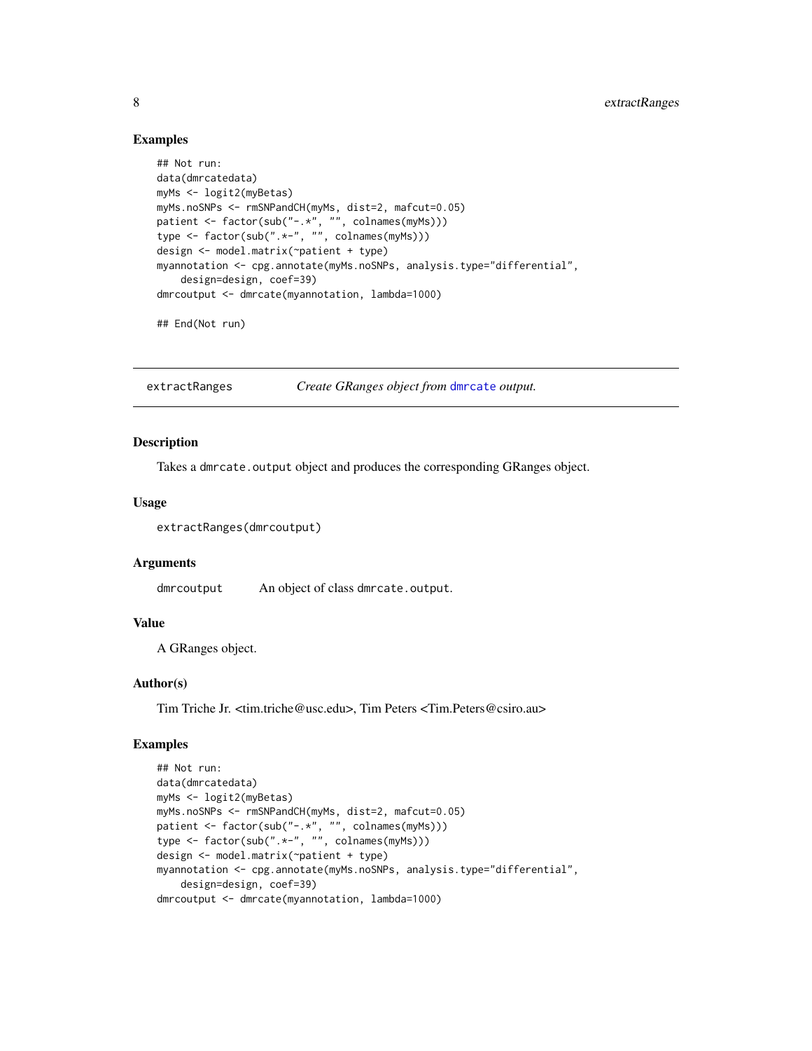## Examples

```
## Not run:
data(dmrcatedata)
myMs <- logit2(myBetas)
myMs.noSNPs <- rmSNPandCH(myMs, dist=2, mafcut=0.05)
patient <- factor(sub("-.*", "", colnames(myMs)))
type <- factor(sub(".*-", "", colnames(myMs)))
design <- model.matrix(~patient + type)
myannotation <- cpg.annotate(myMs.noSNPs, analysis.type="differential",
    design=design, coef=39)
dmrcoutput <- dmrcate(myannotation, lambda=1000)

## End(Not run)
```

---

# extractRanges — *Create GRanges object from `dmrcate` output.*

## Description

Takes a `dmrcate.output` object and produces the corresponding GRanges object.

## Usage

```
extractRanges(dmrcoutput)
```

## Arguments

| | |
|---|---|
| `dmrcoutput` | An object of class `dmrcate.output`. |

## Value

A GRanges object.

## Author(s)

Tim Triche Jr. <tim.triche@usc.edu>, Tim Peters <Tim.Peters@csiro.au>

## Examples

```
## Not run:
data(dmrcatedata)
myMs <- logit2(myBetas)
myMs.noSNPs <- rmSNPandCH(myMs, dist=2, mafcut=0.05)
patient <- factor(sub("-.*", "", colnames(myMs)))
type <- factor(sub(".*-", "", colnames(myMs)))
design <- model.matrix(~patient + type)
myannotation <- cpg.annotate(myMs.noSNPs, analysis.type="differential",
    design=design, coef=39)
dmrcoutput <- dmrcate(myannotation, lambda=1000)
```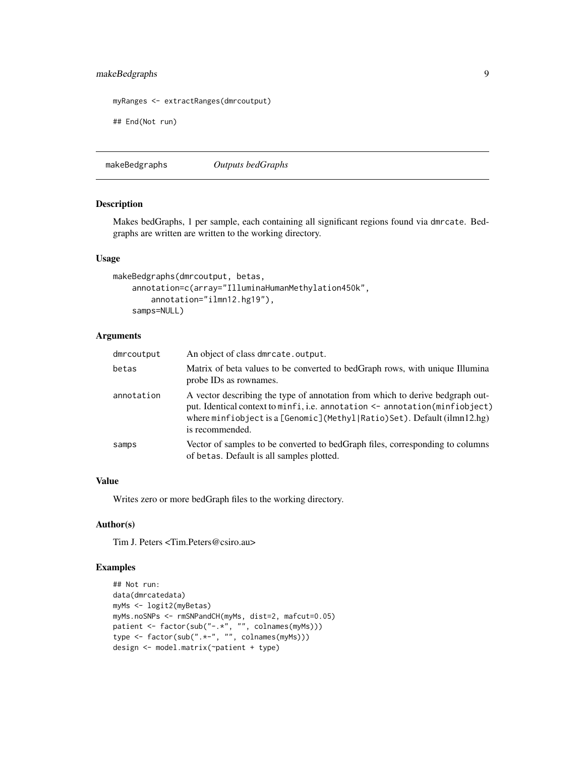```
myRanges <- extractRanges(dmrcoutput)

## End(Not run)
```

## makeBedgraphs *Outputs bedGraphs*

### Description

Makes bedGraphs, 1 per sample, each containing all significant regions found via `dmrcate`. Bedgraphs are written are written to the working directory.

### Usage

```
makeBedgraphs(dmrcoutput, betas,
    annotation=c(array="IlluminaHumanMethylation450k",
        annotation="ilmn12.hg19"),
    samps=NULL)
```

### Arguments

| | |
|---|---|
| `dmrcoutput` | An object of class `dmrcate.output`. |
| `betas` | Matrix of beta values to be converted to bedGraph rows, with unique Illumina probe IDs as rownames. |
| `annotation` | A vector describing the type of annotation from which to derive bedgraph output. Identical context to `minfi`, i.e. `annotation <- annotation(minfiobject)` where `minfiobject` is a `[Genomic](Methyl|Ratio)Set`). Default (ilmn12.hg) is recommended. |
| `samps` | Vector of samples to be converted to bedGraph files, corresponding to columns of `betas`. Default is all samples plotted. |

### Value

Writes zero or more bedGraph files to the working directory.

### Author(s)

Tim J. Peters <Tim.Peters@csiro.au>

### Examples

```
## Not run:
data(dmrcatedata)
myMs <- logit2(myBetas)
myMs.noSNPs <- rmSNPandCH(myMs, dist=2, mafcut=0.05)
patient <- factor(sub("-.*", "", colnames(myMs)))
type <- factor(sub(".*-", "", colnames(myMs)))
design <- model.matrix(~patient + type)
```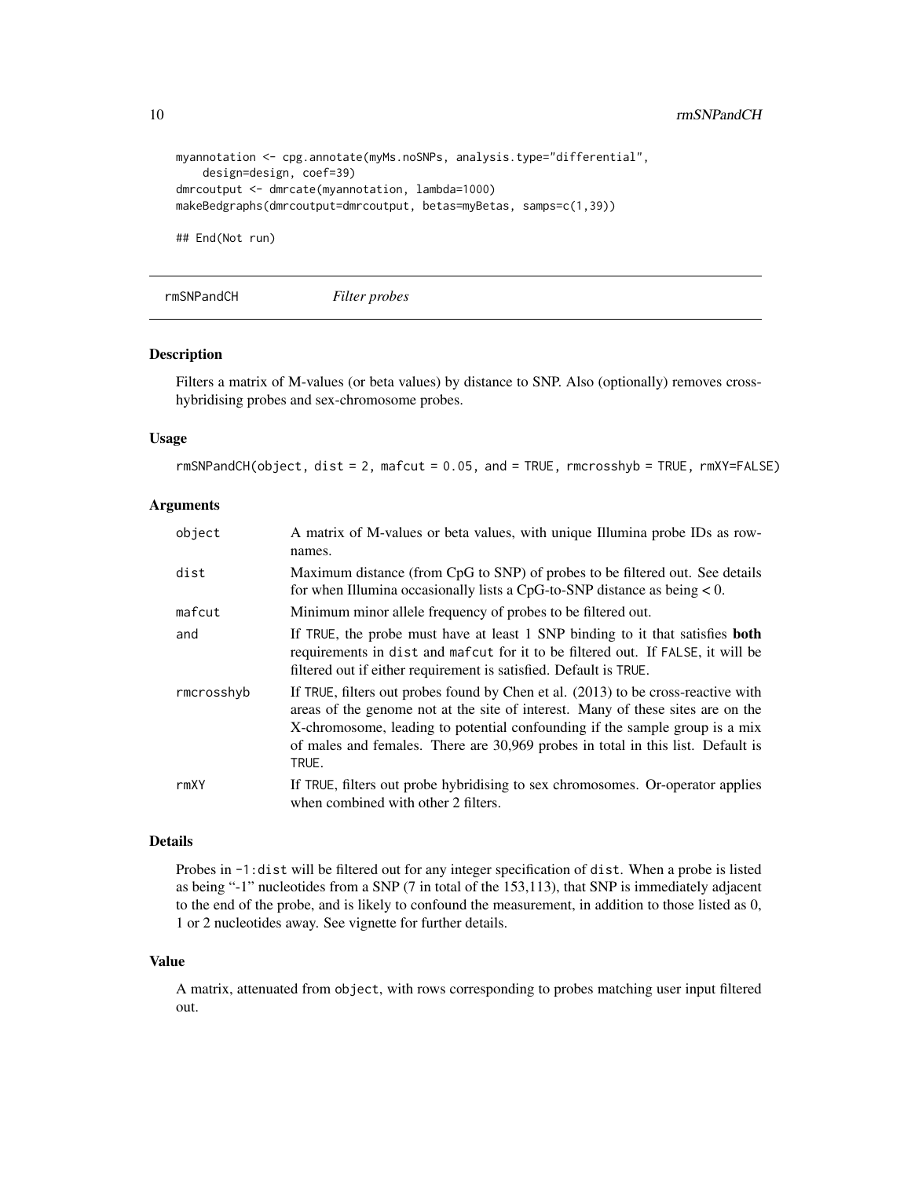```
myannotation <- cpg.annotate(myMs.noSNPs, analysis.type="differential",
    design=design, coef=39)
dmrcoutput <- dmrcate(myannotation, lambda=1000)
makeBedgraphs(dmrcoutput=dmrcoutput, betas=myBetas, samps=c(1,39))

## End(Not run)
```

## rmSNPandCH *Filter probes*

### Description

Filters a matrix of M-values (or beta values) by distance to SNP. Also (optionally) removes cross-hybridising probes and sex-chromosome probes.

### Usage

```
rmSNPandCH(object, dist = 2, mafcut = 0.05, and = TRUE, rmcrosshyb = TRUE, rmXY=FALSE)
```

### Arguments

| | |
|---|---|
| `object` | A matrix of M-values or beta values, with unique Illumina probe IDs as row-names. |
| `dist` | Maximum distance (from CpG to SNP) of probes to be filtered out. See details for when Illumina occasionally lists a CpG-to-SNP distance as being < 0. |
| `mafcut` | Minimum minor allele frequency of probes to be filtered out. |
| `and` | If TRUE, the probe must have at least 1 SNP binding to it that satisfies **both** requirements in `dist` and `mafcut` for it to be filtered out. If FALSE, it will be filtered out if either requirement is satisfied. Default is TRUE. |
| `rmcrosshyb` | If TRUE, filters out probes found by Chen et al. (2013) to be cross-reactive with areas of the genome not at the site of interest. Many of these sites are on the X-chromosome, leading to potential confounding if the sample group is a mix of males and females. There are 30,969 probes in total in this list. Default is TRUE. |
| `rmXY` | If TRUE, filters out probe hybridising to sex chromosomes. Or-operator applies when combined with other 2 filters. |

### Details

Probes in `-1:dist` will be filtered out for any integer specification of `dist`. When a probe is listed as being "-1" nucleotides from a SNP (7 in total of the 153,113), that SNP is immediately adjacent to the end of the probe, and is likely to confound the measurement, in addition to those listed as 0, 1 or 2 nucleotides away. See vignette for further details.

### Value

A matrix, attenuated from `object`, with rows corresponding to probes matching user input filtered out.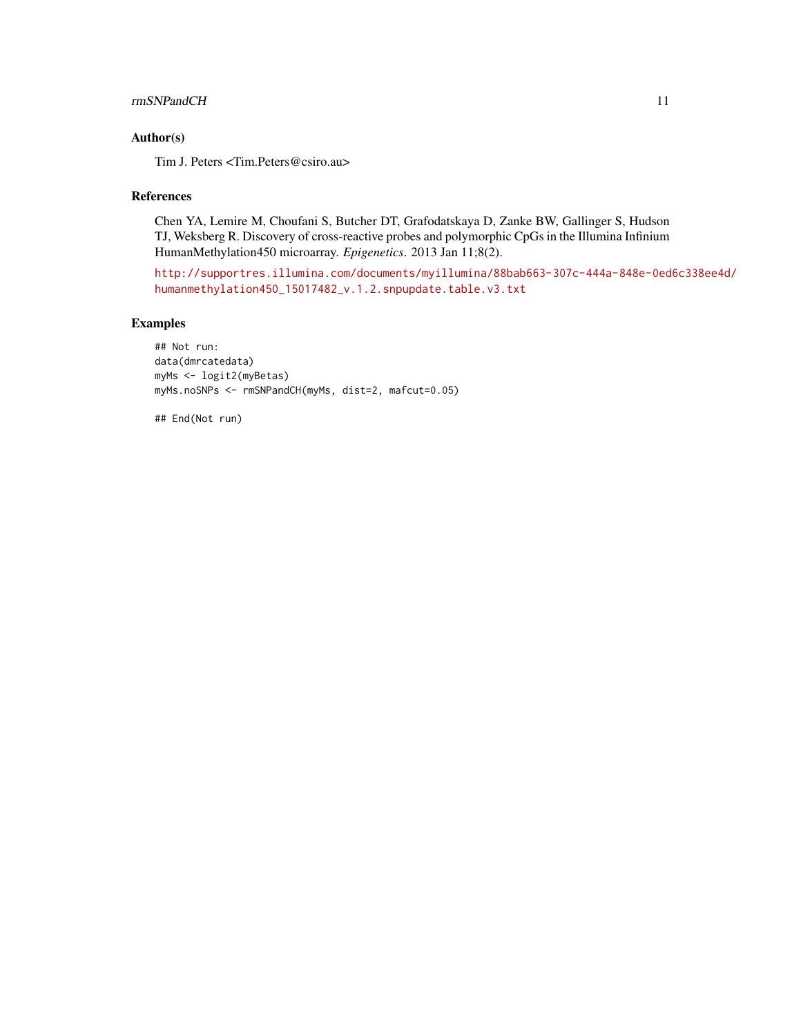## Author(s)

Tim J. Peters <Tim.Peters@csiro.au>

## References

Chen YA, Lemire M, Choufani S, Butcher DT, Grafodatskaya D, Zanke BW, Gallinger S, Hudson TJ, Weksberg R. Discovery of cross-reactive probes and polymorphic CpGs in the Illumina Infinium HumanMethylation450 microarray. *Epigenetics*. 2013 Jan 11;8(2).

http://supportres.illumina.com/documents/myillumina/88bab663-307c-444a-848e-0ed6c338ee4d/humanmethylation450_15017482_v.1.2.snpupdate.table.v3.txt

## Examples

```
## Not run:
data(dmrcatedata)
myMs <- logit2(myBetas)
myMs.noSNPs <- rmSNPandCH(myMs, dist=2, mafcut=0.05)

## End(Not run)
```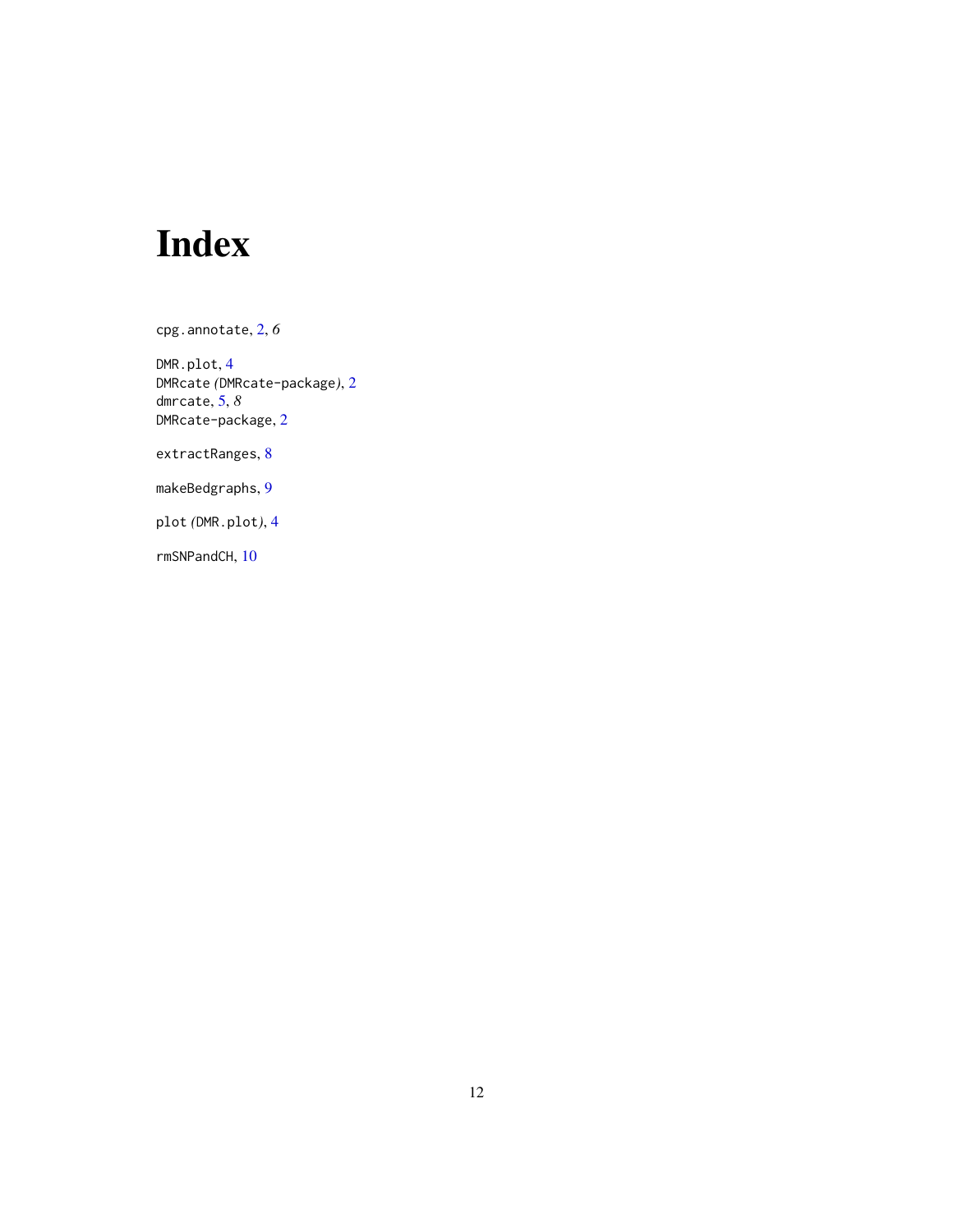# Index

cpg.annotate, 2, *6*

DMR.plot, 4
DMRcate *(*DMRcate-package*)*, 2
dmrcate, 5, *8*
DMRcate-package, 2

extractRanges, 8

makeBedgraphs, 9

plot *(*DMR.plot*)*, 4

rmSNPandCH, 10